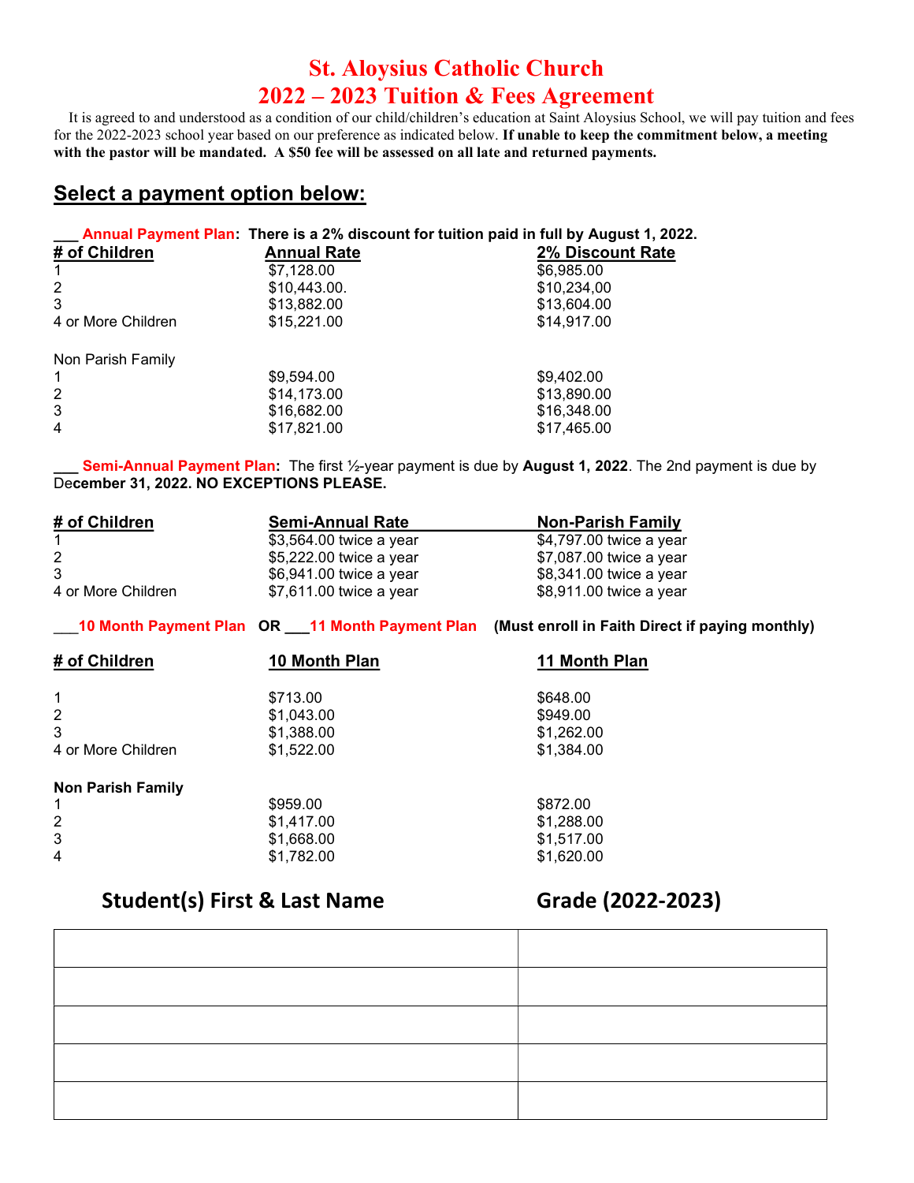# St. Aloysius Catholic Church
# 2022 – 2023 Tuition & Fees Agreement

It is agreed to and understood as a condition of our child/children's education at Saint Aloysius School, we will pay tuition and fees for the 2022-2023 school year based on our preference as indicated below. **If unable to keep the commitment below, a meeting with the pastor will be mandated. A $50 fee will be assessed on all late and returned payments.**

## Select a payment option below:

___ **Annual Payment Plan: There is a 2% discount for tuition paid in full by August 1, 2022.**

| # of Children | Annual Rate | 2% Discount Rate |
|---|---|---|
| 1 | $7,128.00 | $6,985.00 |
| 2 | $10,443.00. | $10,234,00 |
| 3 | $13,882.00 | $13,604.00 |
| 4 or More Children | $15,221.00 | $14,917.00 |
| Non Parish Family | | |
| 1 | $9,594.00 | $9,402.00 |
| 2 | $14,173.00 | $13,890.00 |
| 3 | $16,682.00 | $16,348.00 |
| 4 | $17,821.00 | $17,465.00 |

___ **Semi-Annual Payment Plan:** The first ½-year payment is due by **August 1, 2022**. The 2nd payment is due by **December 31, 2022. NO EXCEPTIONS PLEASE.**

| # of Children | Semi-Annual Rate | Non-Parish Family |
|---|---|---|
| 1 | $3,564.00 twice a year | $4,797.00 twice a year |
| 2 | $5,222.00 twice a year | $7,087.00 twice a year |
| 3 | $6,941.00 twice a year | $8,341.00 twice a year |
| 4 or More Children | $7,611.00 twice a year | $8,911.00 twice a year |

___**10 Month Payment Plan** OR ___**11 Month Payment Plan** **(Must enroll in Faith Direct if paying monthly)**

| # of Children | 10 Month Plan | 11 Month Plan |
|---|---|---|
| 1 | $713.00 | $648.00 |
| 2 | $1,043.00 | $949.00 |
| 3 | $1,388.00 | $1,262.00 |
| 4 or More Children | $1,522.00 | $1,384.00 |
| **Non Parish Family** | | |
| 1 | $959.00 | $872.00 |
| 2 | $1,417.00 | $1,288.00 |
| 3 | $1,668.00 | $1,517.00 |
| 4 | $1,782.00 | $1,620.00 |

| Student(s) First & Last Name | Grade (2022-2023) |
|---|---|
| | |
| | |
| | |
| | |
| | |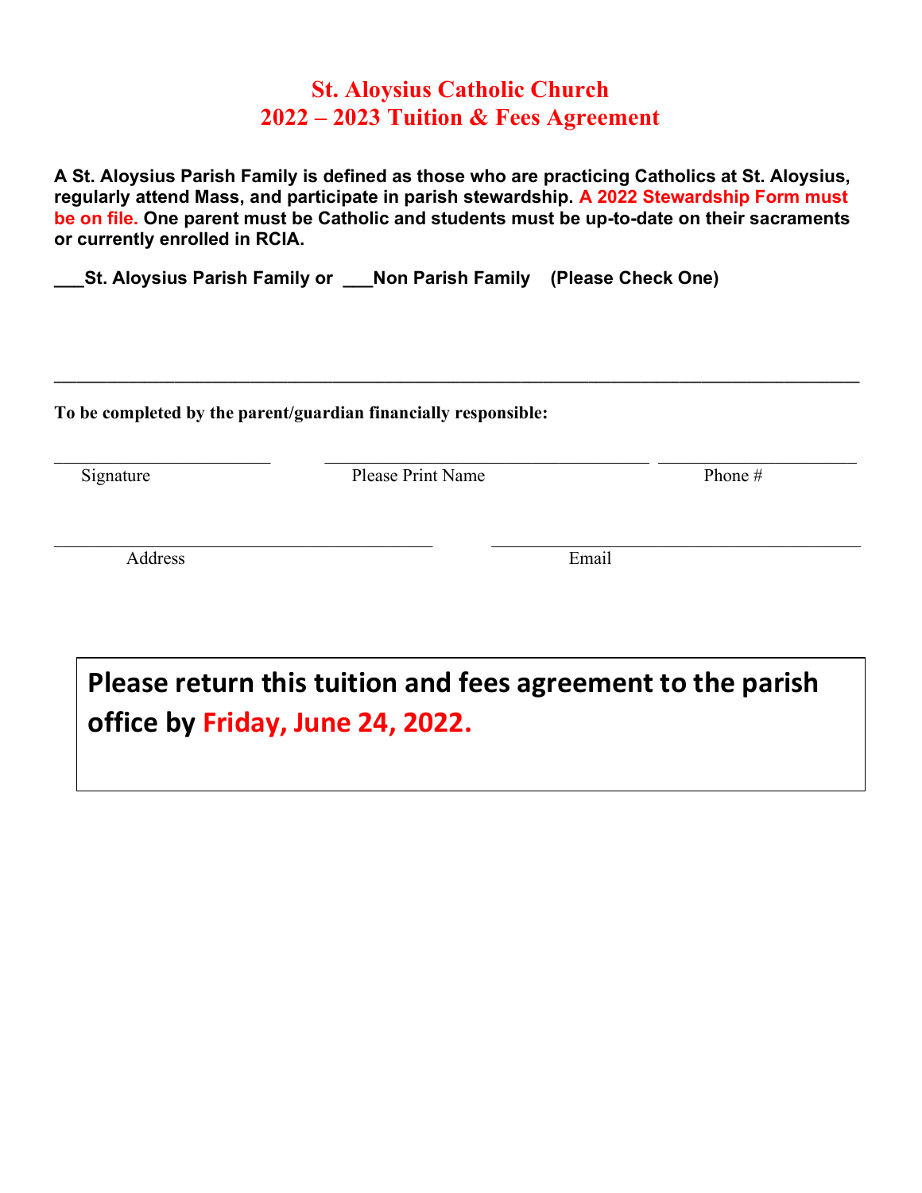# St. Aloysius Catholic Church
# 2022 – 2023 Tuition & Fees Agreement

**A St. Aloysius Parish Family is defined as those who are practicing Catholics at St. Aloysius, regularly attend Mass, and participate in parish stewardship. A 2022 Stewardship Form must be on file. One parent must be Catholic and students must be up-to-date on their sacraments or currently enrolled in RCIA.**

**\_\_\_St. Aloysius Parish Family or \_\_\_Non Parish Family (Please Check One)**

---

**To be completed by the parent/guardian financially responsible:**

\_\_\_\_\_\_\_\_\_\_\_\_\_\_\_\_\_\_\_\_\_\_\_\_ \_\_\_\_\_\_\_\_\_\_\_\_\_\_\_\_\_\_\_\_\_\_\_\_\_\_\_\_\_\_\_\_\_\_\_\_ \_\_\_\_\_\_\_\_\_\_\_\_\_\_\_\_\_\_\_\_\_\_
Signature Please Print Name Phone #

\_\_\_\_\_\_\_\_\_\_\_\_\_\_\_\_\_\_\_\_\_\_\_\_\_\_\_\_\_\_\_\_\_\_\_\_\_\_\_\_\_\_ \_\_\_\_\_\_\_\_\_\_\_\_\_\_\_\_\_\_\_\_\_\_\_\_\_\_\_\_\_\_\_\_\_\_\_\_\_\_\_\_\_\_
Address Email

**Please return this tuition and fees agreement to the parish office by Friday, June 24, 2022.**